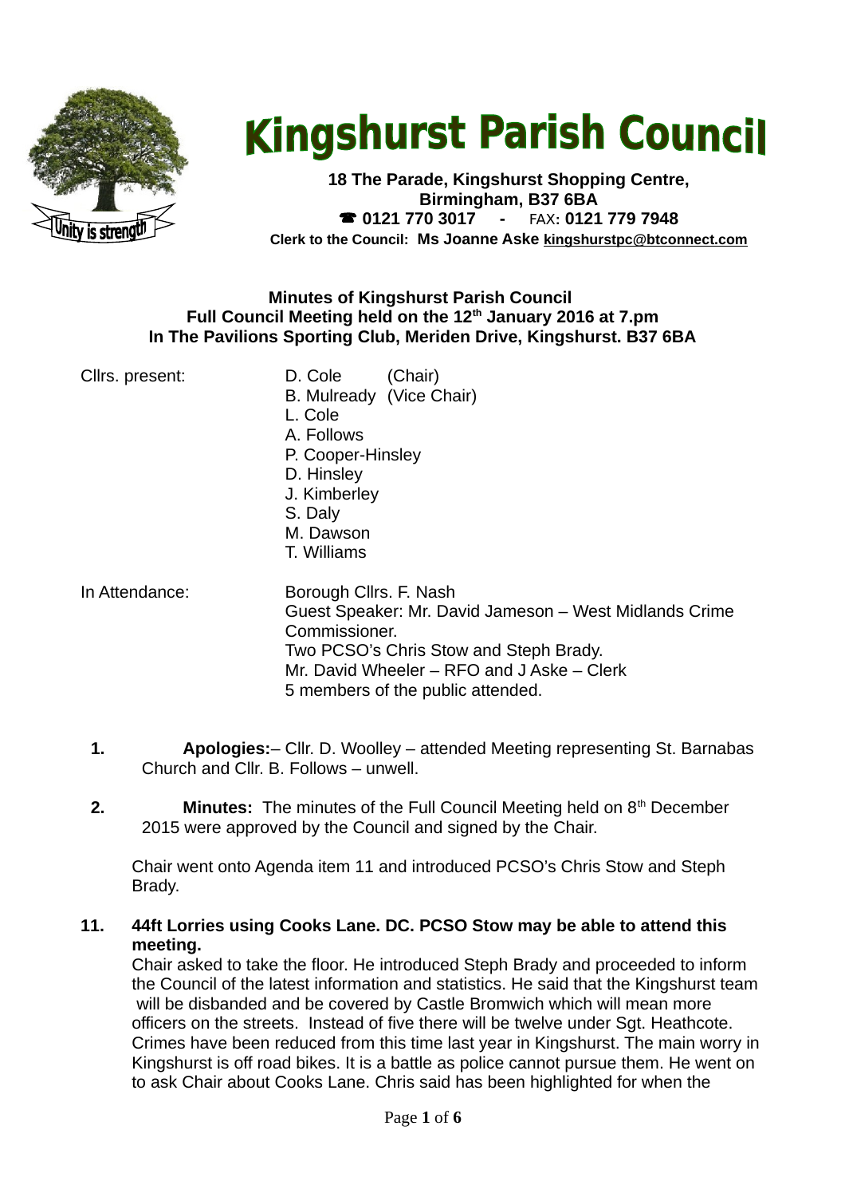# Kingshurst Parish Council

**18 The Parade, Kingshurst Shopping Centre,**
**Birmingham, B37 6BA**
**☎ 0121 770 3017 - FAX: 0121 779 7948**
**Clerk to the Council: Ms Joanne Aske kingshurstpc@btconnect.com**

**Minutes of Kingshurst Parish Council**
**Full Council Meeting held on the 12th January 2016 at 7.pm**
**In The Pavilions Sporting Club, Meriden Drive, Kingshurst. B37 6BA**

Cllrs. present:
- D. Cole (Chair)
- B. Mulready (Vice Chair)
- L. Cole
- A. Follows
- P. Cooper-Hinsley
- D. Hinsley
- J. Kimberley
- S. Daly
- M. Dawson
- T. Williams

In Attendance:
- Borough Cllrs. F. Nash
- Guest Speaker: Mr. David Jameson – West Midlands Crime Commissioner.
- Two PCSO's Chris Stow and Steph Brady.
- Mr. David Wheeler – RFO and J Aske – Clerk
- 5 members of the public attended.

1. **Apologies:**– Cllr. D. Woolley – attended Meeting representing St. Barnabas Church and Cllr. B. Follows – unwell.

2. **Minutes:** The minutes of the Full Council Meeting held on 8th December 2015 were approved by the Council and signed by the Chair.

Chair went onto Agenda item 11 and introduced PCSO's Chris Stow and Steph Brady.

11. **44ft Lorries using Cooks Lane. DC. PCSO Stow may be able to attend this meeting.**

Chair asked to take the floor. He introduced Steph Brady and proceeded to inform the Council of the latest information and statistics. He said that the Kingshurst team will be disbanded and be covered by Castle Bromwich which will mean more officers on the streets. Instead of five there will be twelve under Sgt. Heathcote. Crimes have been reduced from this time last year in Kingshurst. The main worry in Kingshurst is off road bikes. It is a battle as police cannot pursue them. He went on to ask Chair about Cooks Lane. Chris said has been highlighted for when the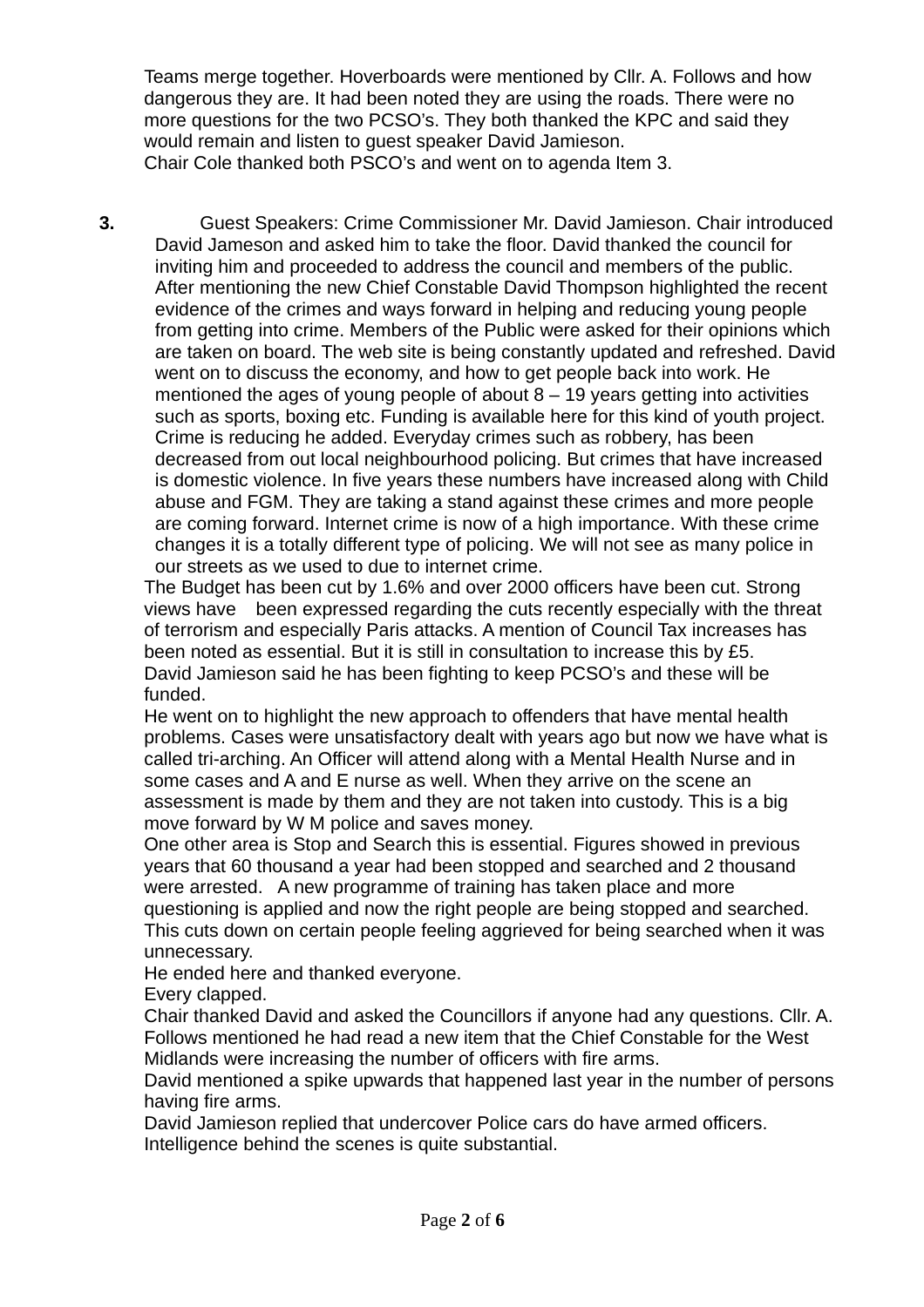Teams merge together. Hoverboards were mentioned by Cllr. A. Follows and how dangerous they are. It had been noted they are using the roads. There were no more questions for the two PCSO's. They both thanked the KPC and said they would remain and listen to guest speaker David Jamieson.
Chair Cole thanked both PSCO's and went on to agenda Item 3.

**3.** Guest Speakers: Crime Commissioner Mr. David Jamieson. Chair introduced David Jameson and asked him to take the floor. David thanked the council for inviting him and proceeded to address the council and members of the public. After mentioning the new Chief Constable David Thompson highlighted the recent evidence of the crimes and ways forward in helping and reducing young people from getting into crime. Members of the Public were asked for their opinions which are taken on board. The web site is being constantly updated and refreshed. David went on to discuss the economy, and how to get people back into work. He mentioned the ages of young people of about 8 – 19 years getting into activities such as sports, boxing etc. Funding is available here for this kind of youth project. Crime is reducing he added. Everyday crimes such as robbery, has been decreased from out local neighbourhood policing. But crimes that have increased is domestic violence. In five years these numbers have increased along with Child abuse and FGM. They are taking a stand against these crimes and more people are coming forward. Internet crime is now of a high importance. With these crime changes it is a totally different type of policing. We will not see as many police in our streets as we used to due to internet crime.

The Budget has been cut by 1.6% and over 2000 officers have been cut. Strong views have been expressed regarding the cuts recently especially with the threat of terrorism and especially Paris attacks. A mention of Council Tax increases has been noted as essential. But it is still in consultation to increase this by £5.
David Jamieson said he has been fighting to keep PCSO's and these will be funded.

He went on to highlight the new approach to offenders that have mental health problems. Cases were unsatisfactory dealt with years ago but now we have what is called tri-arching. An Officer will attend along with a Mental Health Nurse and in some cases and A and E nurse as well. When they arrive on the scene an assessment is made by them and they are not taken into custody. This is a big move forward by W M police and saves money.

One other area is Stop and Search this is essential. Figures showed in previous years that 60 thousand a year had been stopped and searched and 2 thousand were arrested. A new programme of training has taken place and more questioning is applied and now the right people are being stopped and searched. This cuts down on certain people feeling aggrieved for being searched when it was unnecessary.

He ended here and thanked everyone.

Every clapped.

Chair thanked David and asked the Councillors if anyone had any questions. Cllr. A. Follows mentioned he had read a new item that the Chief Constable for the West Midlands were increasing the number of officers with fire arms.

David mentioned a spike upwards that happened last year in the number of persons having fire arms.

David Jamieson replied that undercover Police cars do have armed officers. Intelligence behind the scenes is quite substantial.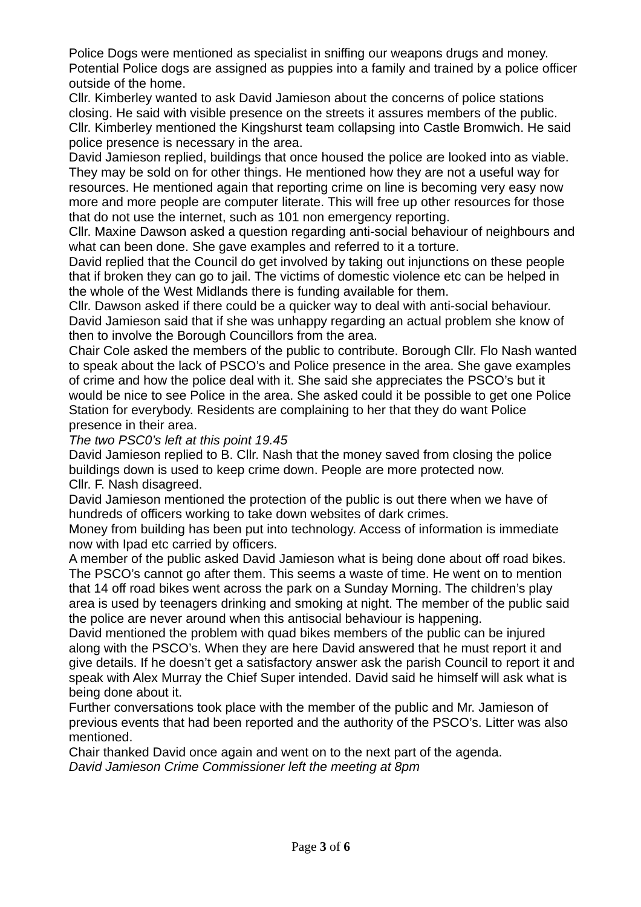Police Dogs were mentioned as specialist in sniffing our weapons drugs and money. Potential Police dogs are assigned as puppies into a family and trained by a police officer outside of the home.

Cllr. Kimberley wanted to ask David Jamieson about the concerns of police stations closing. He said with visible presence on the streets it assures members of the public. Cllr. Kimberley mentioned the Kingshurst team collapsing into Castle Bromwich. He said police presence is necessary in the area.

David Jamieson replied, buildings that once housed the police are looked into as viable. They may be sold on for other things. He mentioned how they are not a useful way for resources. He mentioned again that reporting crime on line is becoming very easy now more and more people are computer literate. This will free up other resources for those that do not use the internet, such as 101 non emergency reporting.

Cllr. Maxine Dawson asked a question regarding anti-social behaviour of neighbours and what can been done. She gave examples and referred to it a torture.

David replied that the Council do get involved by taking out injunctions on these people that if broken they can go to jail. The victims of domestic violence etc can be helped in the whole of the West Midlands there is funding available for them.

Cllr. Dawson asked if there could be a quicker way to deal with anti-social behaviour. David Jamieson said that if she was unhappy regarding an actual problem she know of then to involve the Borough Councillors from the area.

Chair Cole asked the members of the public to contribute. Borough Cllr. Flo Nash wanted to speak about the lack of PSCO's and Police presence in the area. She gave examples of crime and how the police deal with it. She said she appreciates the PSCO's but it would be nice to see Police in the area. She asked could it be possible to get one Police Station for everybody. Residents are complaining to her that they do want Police presence in their area.

*The two PSC0's left at this point 19.45*

David Jamieson replied to B. Cllr. Nash that the money saved from closing the police buildings down is used to keep crime down. People are more protected now.

Cllr. F. Nash disagreed.

David Jamieson mentioned the protection of the public is out there when we have of hundreds of officers working to take down websites of dark crimes.

Money from building has been put into technology. Access of information is immediate now with Ipad etc carried by officers.

A member of the public asked David Jamieson what is being done about off road bikes. The PSCO's cannot go after them. This seems a waste of time. He went on to mention that 14 off road bikes went across the park on a Sunday Morning. The children's play area is used by teenagers drinking and smoking at night. The member of the public said the police are never around when this antisocial behaviour is happening.

David mentioned the problem with quad bikes members of the public can be injured along with the PSCO's. When they are here David answered that he must report it and give details. If he doesn't get a satisfactory answer ask the parish Council to report it and speak with Alex Murray the Chief Super intended. David said he himself will ask what is being done about it.

Further conversations took place with the member of the public and Mr. Jamieson of previous events that had been reported and the authority of the PSCO's. Litter was also mentioned.

Chair thanked David once again and went on to the next part of the agenda.

*David Jamieson Crime Commissioner left the meeting at 8pm*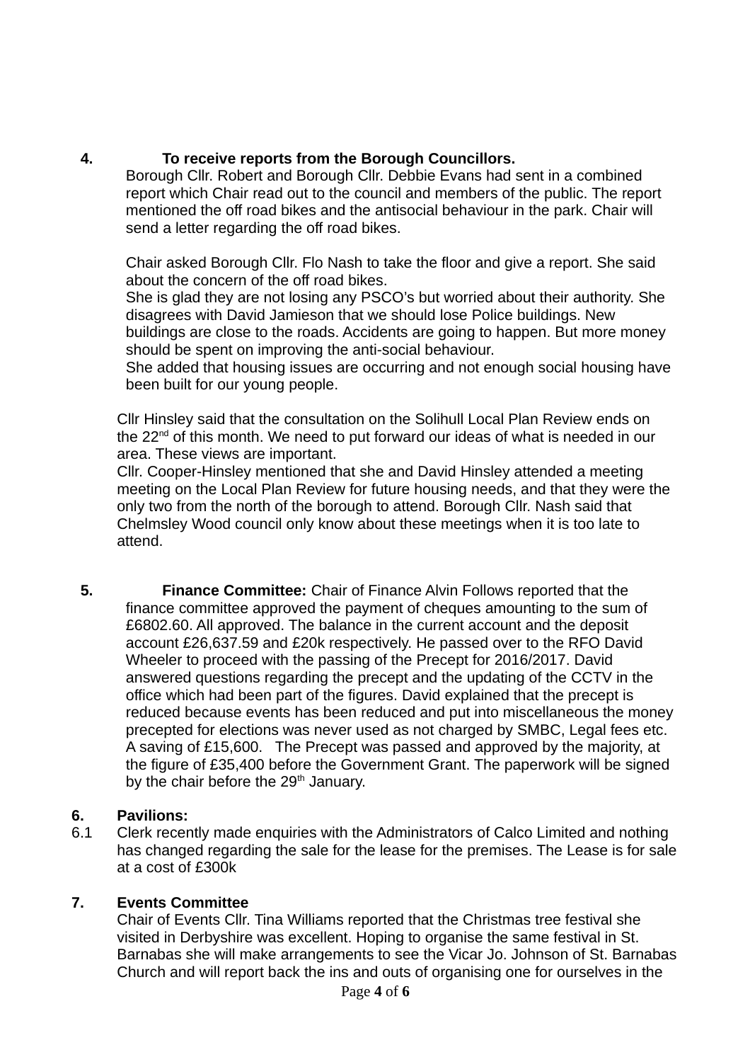**4. To receive reports from the Borough Councillors.**

Borough Cllr. Robert and Borough Cllr. Debbie Evans had sent in a combined report which Chair read out to the council and members of the public. The report mentioned the off road bikes and the antisocial behaviour in the park. Chair will send a letter regarding the off road bikes.

Chair asked Borough Cllr. Flo Nash to take the floor and give a report. She said about the concern of the off road bikes.
She is glad they are not losing any PSCO's but worried about their authority. She disagrees with David Jamieson that we should lose Police buildings. New buildings are close to the roads. Accidents are going to happen. But more money should be spent on improving the anti-social behaviour.
She added that housing issues are occurring and not enough social housing have been built for our young people.

Cllr Hinsley said that the consultation on the Solihull Local Plan Review ends on the 22nd of this month. We need to put forward our ideas of what is needed in our area. These views are important.
Cllr. Cooper-Hinsley mentioned that she and David Hinsley attended a meeting meeting on the Local Plan Review for future housing needs, and that they were the only two from the north of the borough to attend. Borough Cllr. Nash said that Chelmsley Wood council only know about these meetings when it is too late to attend.

**5. Finance Committee:** Chair of Finance Alvin Follows reported that the finance committee approved the payment of cheques amounting to the sum of £6802.60. All approved. The balance in the current account and the deposit account £26,637.59 and £20k respectively. He passed over to the RFO David Wheeler to proceed with the passing of the Precept for 2016/2017. David answered questions regarding the precept and the updating of the CCTV in the office which had been part of the figures. David explained that the precept is reduced because events has been reduced and put into miscellaneous the money precepted for elections was never used as not charged by SMBC, Legal fees etc. A saving of £15,600. The Precept was passed and approved by the majority, at the figure of £35,400 before the Government Grant. The paperwork will be signed by the chair before the 29th January.

**6. Pavilions:**

6.1 Clerk recently made enquiries with the Administrators of Calco Limited and nothing has changed regarding the sale for the lease for the premises. The Lease is for sale at a cost of £300k

**7. Events Committee**

Chair of Events Cllr. Tina Williams reported that the Christmas tree festival she visited in Derbyshire was excellent. Hoping to organise the same festival in St. Barnabas she will make arrangements to see the Vicar Jo. Johnson of St. Barnabas Church and will report back the ins and outs of organising one for ourselves in the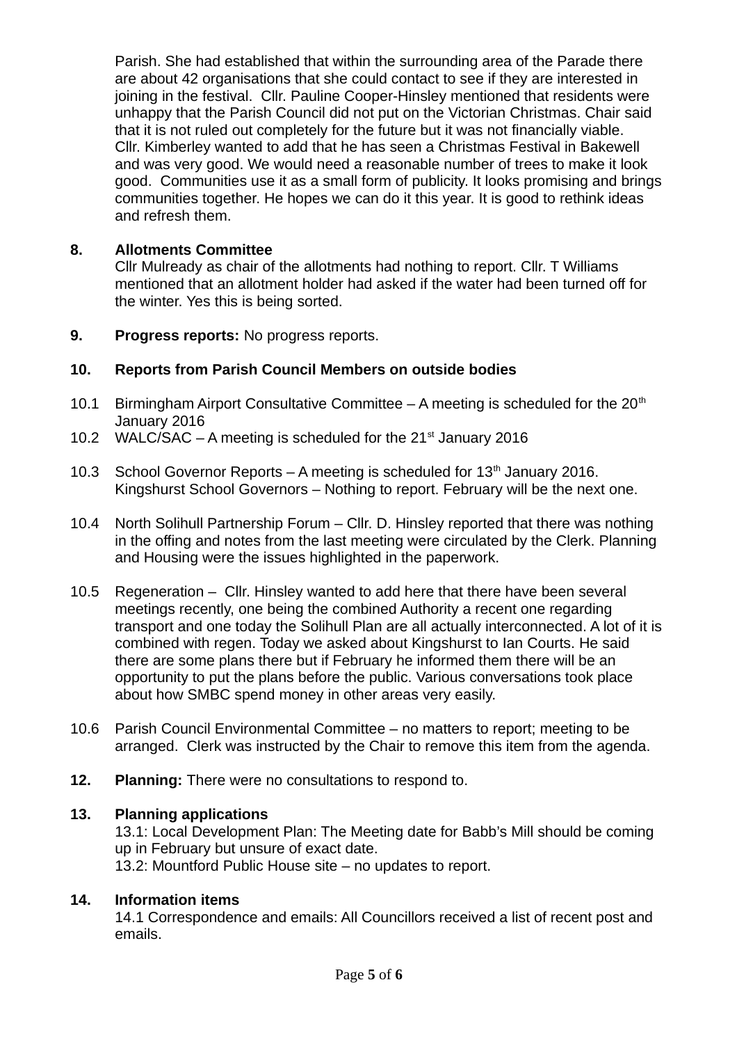Parish. She had established that within the surrounding area of the Parade there are about 42 organisations that she could contact to see if they are interested in joining in the festival. Cllr. Pauline Cooper-Hinsley mentioned that residents were unhappy that the Parish Council did not put on the Victorian Christmas. Chair said that it is not ruled out completely for the future but it was not financially viable. Cllr. Kimberley wanted to add that he has seen a Christmas Festival in Bakewell and was very good. We would need a reasonable number of trees to make it look good. Communities use it as a small form of publicity. It looks promising and brings communities together. He hopes we can do it this year. It is good to rethink ideas and refresh them.

**8. Allotments Committee**

Cllr Mulready as chair of the allotments had nothing to report. Cllr. T Williams mentioned that an allotment holder had asked if the water had been turned off for the winter. Yes this is being sorted.

**9. Progress reports:** No progress reports.

**10. Reports from Parish Council Members on outside bodies**

10.1 Birmingham Airport Consultative Committee – A meeting is scheduled for the 20th January 2016

10.2 WALC/SAC – A meeting is scheduled for the 21st January 2016

10.3 School Governor Reports – A meeting is scheduled for 13th January 2016. Kingshurst School Governors – Nothing to report. February will be the next one.

10.4 North Solihull Partnership Forum – Cllr. D. Hinsley reported that there was nothing in the offing and notes from the last meeting were circulated by the Clerk. Planning and Housing were the issues highlighted in the paperwork.

10.5 Regeneration – Cllr. Hinsley wanted to add here that there have been several meetings recently, one being the combined Authority a recent one regarding transport and one today the Solihull Plan are all actually interconnected. A lot of it is combined with regen. Today we asked about Kingshurst to Ian Courts. He said there are some plans there but if February he informed them there will be an opportunity to put the plans before the public. Various conversations took place about how SMBC spend money in other areas very easily.

10.6 Parish Council Environmental Committee – no matters to report; meeting to be arranged. Clerk was instructed by the Chair to remove this item from the agenda.

**12. Planning:** There were no consultations to respond to.

**13. Planning applications**

13.1: Local Development Plan: The Meeting date for Babb's Mill should be coming up in February but unsure of exact date.
13.2: Mountford Public House site – no updates to report.

**14. Information items**

14.1 Correspondence and emails: All Councillors received a list of recent post and emails.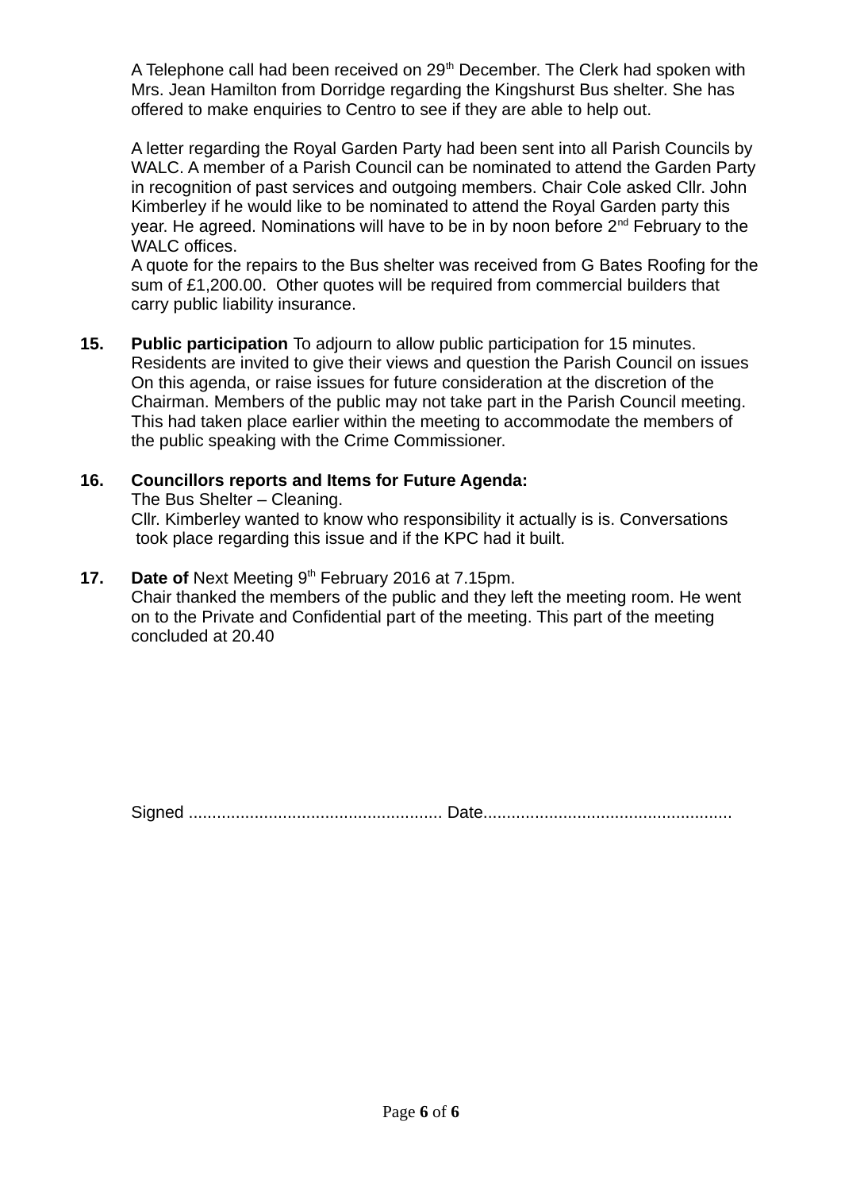A Telephone call had been received on 29th December. The Clerk had spoken with Mrs. Jean Hamilton from Dorridge regarding the Kingshurst Bus shelter. She has offered to make enquiries to Centro to see if they are able to help out.

A letter regarding the Royal Garden Party had been sent into all Parish Councils by WALC. A member of a Parish Council can be nominated to attend the Garden Party in recognition of past services and outgoing members. Chair Cole asked Cllr. John Kimberley if he would like to be nominated to attend the Royal Garden party this year. He agreed. Nominations will have to be in by noon before 2nd February to the WALC offices.
A quote for the repairs to the Bus shelter was received from G Bates Roofing for the sum of £1,200.00. Other quotes will be required from commercial builders that carry public liability insurance.

**15.** **Public participation** To adjourn to allow public participation for 15 minutes. Residents are invited to give their views and question the Parish Council on issues On this agenda, or raise issues for future consideration at the discretion of the Chairman. Members of the public may not take part in the Parish Council meeting. This had taken place earlier within the meeting to accommodate the members of the public speaking with the Crime Commissioner.

**16.** **Councillors reports and Items for Future Agenda:**
The Bus Shelter – Cleaning.
Cllr. Kimberley wanted to know who responsibility it actually is is. Conversations took place regarding this issue and if the KPC had it built.

**17.** **Date of** Next Meeting 9th February 2016 at 7.15pm.
Chair thanked the members of the public and they left the meeting room. He went on to the Private and Confidential part of the meeting. This part of the meeting concluded at 20.40

Signed ..................................................... Date....................................................